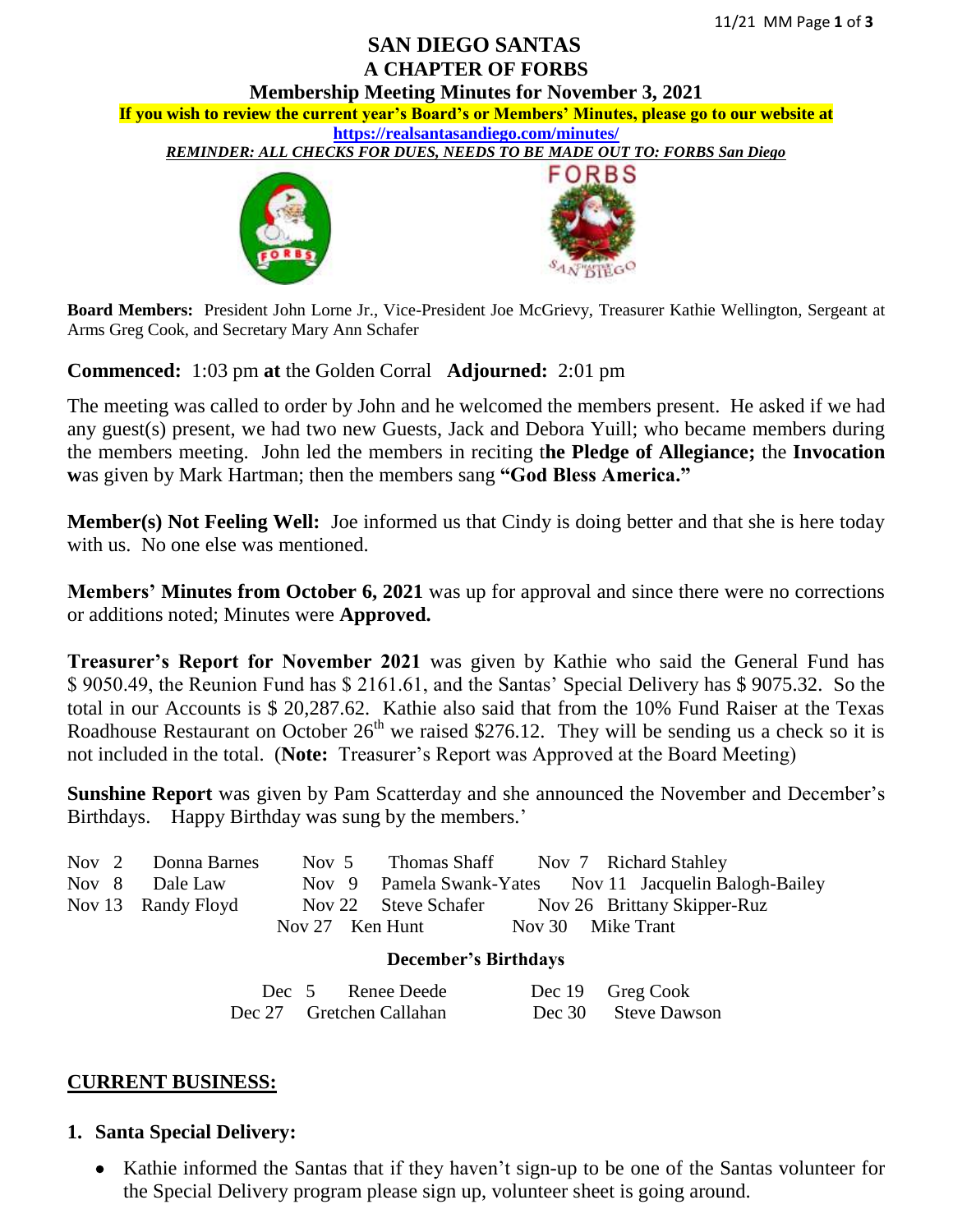# SAN DIEGO SANTAS
# A CHAPTER OF FORBS
## Membership Meeting Minutes for November 3, 2021

**If you wish to review the current year's Board's or Members' Minutes, please go to our website at https://realsantasandiego.com/minutes/**

***REMINDER: ALL CHECKS FOR DUES, NEEDS TO BE MADE OUT TO: FORBS San Diego***

**Board Members:** President John Lorne Jr., Vice-President Joe McGrievy, Treasurer Kathie Wellington, Sergeant at Arms Greg Cook, and Secretary Mary Ann Schafer

**Commenced:** 1:03 pm **at** the Golden Corral **Adjourned:** 2:01 pm

The meeting was called to order by John and he welcomed the members present. He asked if we had any guest(s) present, we had two new Guests, Jack and Debora Yuill; who became members during the members meeting. John led the members in reciting t**he Pledge of Allegiance;** the **Invocation w**as given by Mark Hartman; then the members sang **"God Bless America."**

**Member(s) Not Feeling Well:** Joe informed us that Cindy is doing better and that she is here today with us. No one else was mentioned.

**Members' Minutes from October 6, 2021** was up for approval and since there were no corrections or additions noted; Minutes were **Approved.**

**Treasurer's Report for November 2021** was given by Kathie who said the General Fund has $ 9050.49, the Reunion Fund has $ 2161.61, and the Santas' Special Delivery has $ 9075.32. So the total in our Accounts is $ 20,287.62. Kathie also said that from the 10% Fund Raiser at the Texas Roadhouse Restaurant on October 26th we raised $276.12. They will be sending us a check so it is not included in the total. (**Note:** Treasurer's Report was Approved at the Board Meeting)

**Sunshine Report** was given by Pam Scatterday and she announced the November and December's Birthdays. Happy Birthday was sung by the members.'

| | | | | | |
|---|---|---|---|---|---|
| Nov 2 | Donna Barnes | Nov 5 | Thomas Shaff | Nov 7 | Richard Stahley |
| Nov 8 | Dale Law | Nov 9 | Pamela Swank-Yates | Nov 11 | Jacquelin Balogh-Bailey |
| Nov 13 | Randy Floyd | Nov 22 | Steve Schafer | Nov 26 | Brittany Skipper-Ruz |
| | | Nov 27 | Ken Hunt | Nov 30 | Mike Trant |

**December's Birthdays**

| | | | |
|---|---|---|---|
| Dec 5 | Renee Deede | Dec 19 | Greg Cook |
| Dec 27 | Gretchen Callahan | Dec 30 | Steve Dawson |

## CURRENT BUSINESS:

1. **Santa Special Delivery:**
   - Kathie informed the Santas that if they haven't sign-up to be one of the Santas volunteer for the Special Delivery program please sign up, volunteer sheet is going around.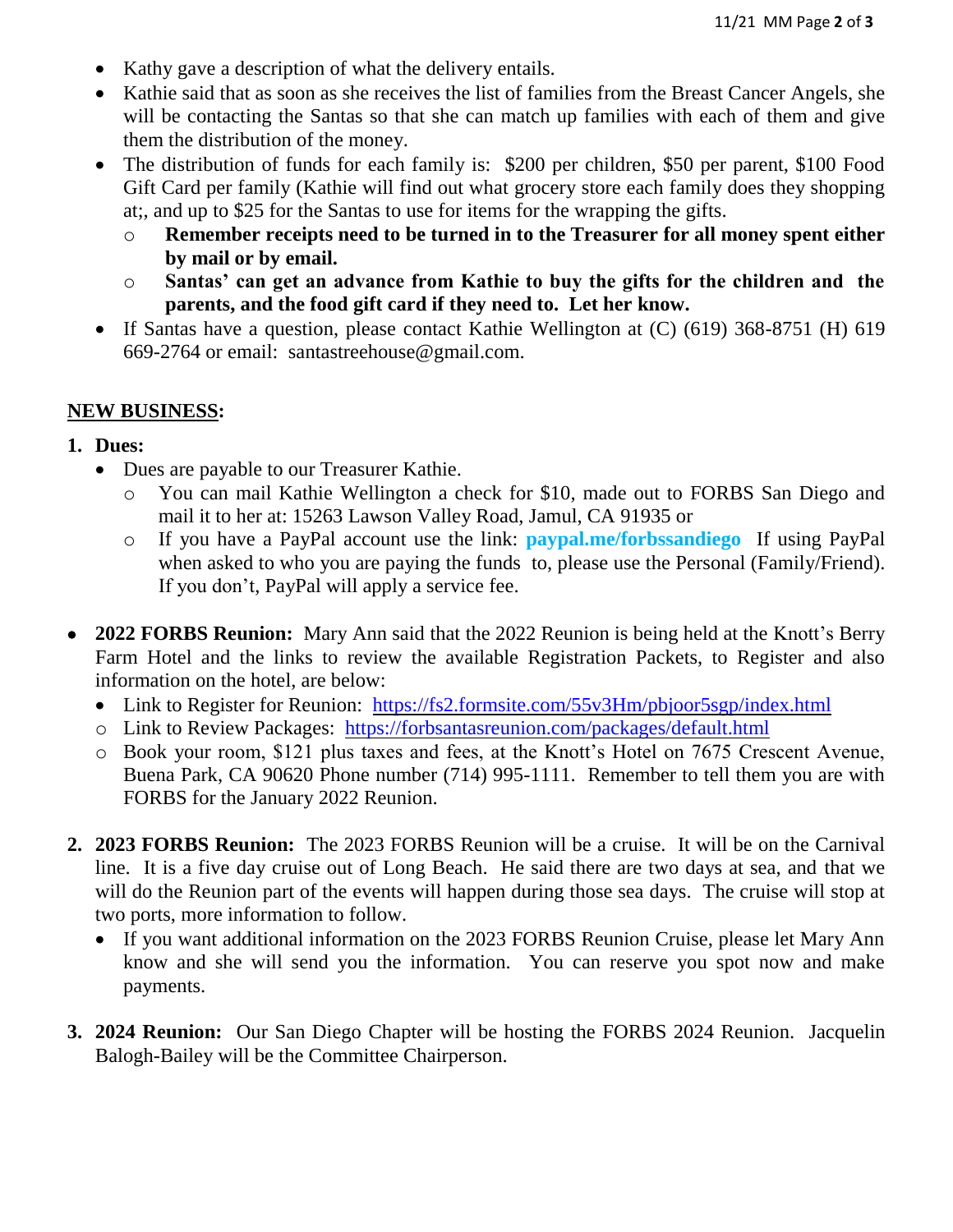- Kathy gave a description of what the delivery entails.
- Kathie said that as soon as she receives the list of families from the Breast Cancer Angels, she will be contacting the Santas so that she can match up families with each of them and give them the distribution of the money.
- The distribution of funds for each family is: $200 per children, $50 per parent, $100 Food Gift Card per family (Kathie will find out what grocery store each family does they shopping at;, and up to $25 for the Santas to use for items for the wrapping the gifts.
  - **Remember receipts need to be turned in to the Treasurer for all money spent either by mail or by email.**
  - **Santas' can get an advance from Kathie to buy the gifts for the children and the parents, and the food gift card if they need to. Let her know.**
- If Santas have a question, please contact Kathie Wellington at (C) (619) 368-8751 (H) 619 669-2764 or email: santastreehouse@gmail.com.

## NEW BUSINESS:

1. **Dues:**
   - Dues are payable to our Treasurer Kathie.
     - You can mail Kathie Wellington a check for $10, made out to FORBS San Diego and mail it to her at: 15263 Lawson Valley Road, Jamul, CA 91935 or
     - If you have a PayPal account use the link: **paypal.me/forbssandiego** If using PayPal when asked to who you are paying the funds to, please use the Personal (Family/Friend). If you don't, PayPal will apply a service fee.

- **2022 FORBS Reunion:** Mary Ann said that the 2022 Reunion is being held at the Knott's Berry Farm Hotel and the links to review the available Registration Packets, to Register and also information on the hotel, are below:
  - Link to Register for Reunion: https://fs2.formsite.com/55v3Hm/pbjoor5sgp/index.html
  - Link to Review Packages: https://forbsantasreunion.com/packages/default.html
  - Book your room, $121 plus taxes and fees, at the Knott's Hotel on 7675 Crescent Avenue, Buena Park, CA 90620 Phone number (714) 995-1111. Remember to tell them you are with FORBS for the January 2022 Reunion.

2. **2023 FORBS Reunion:** The 2023 FORBS Reunion will be a cruise. It will be on the Carnival line. It is a five day cruise out of Long Beach. He said there are two days at sea, and that we will do the Reunion part of the events will happen during those sea days. The cruise will stop at two ports, more information to follow.
   - If you want additional information on the 2023 FORBS Reunion Cruise, please let Mary Ann know and she will send you the information. You can reserve you spot now and make payments.

3. **2024 Reunion:** Our San Diego Chapter will be hosting the FORBS 2024 Reunion. Jacquelin Balogh-Bailey will be the Committee Chairperson.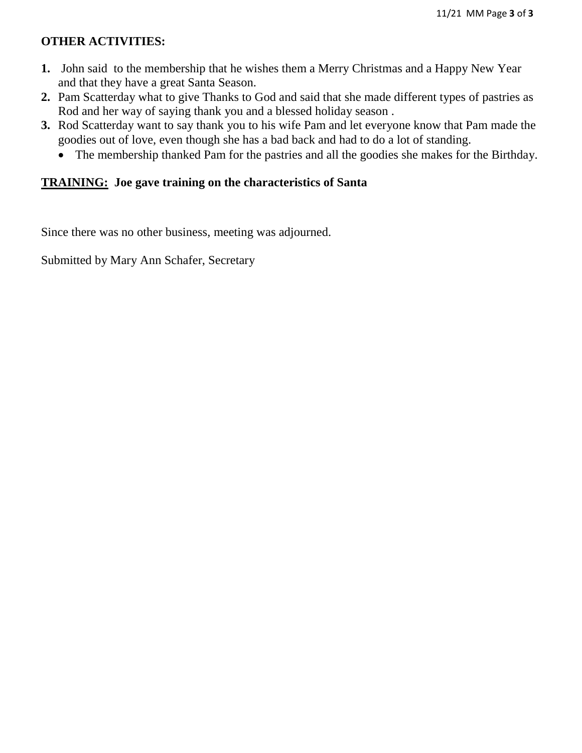**OTHER ACTIVITIES:**

1. John said to the membership that he wishes them a Merry Christmas and a Happy New Year and that they have a great Santa Season.
2. Pam Scatterday what to give Thanks to God and said that she made different types of pastries as Rod and her way of saying thank you and a blessed holiday season .
3. Rod Scatterday want to say thank you to his wife Pam and let everyone know that Pam made the goodies out of love, even though she has a bad back and had to do a lot of standing.
   - The membership thanked Pam for the pastries and all the goodies she makes for the Birthday.

**<u>TRAINING:</u> Joe gave training on the characteristics of Santa**

Since there was no other business, meeting was adjourned.

Submitted by Mary Ann Schafer, Secretary